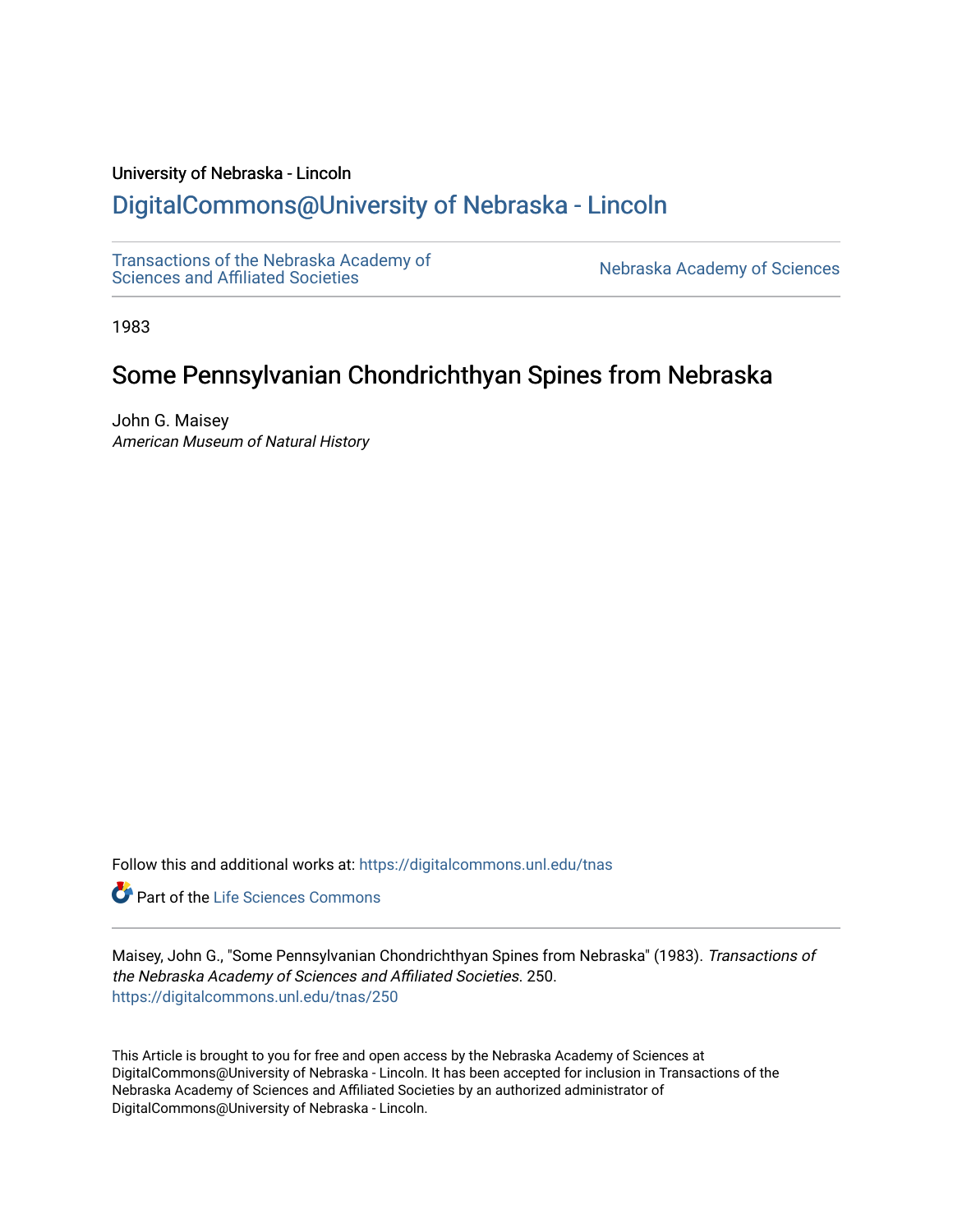University of Nebraska - Lincoln

# DigitalCommons@University of Nebraska - Lincoln

Transactions of the Nebraska Academy of Sciences and Affiliated Societies

Nebraska Academy of Sciences

1983

## Some Pennsylvanian Chondrichthyan Spines from Nebraska

John G. Maisey
*American Museum of Natural History*

Follow this and additional works at: https://digitalcommons.unl.edu/tnas

Part of the Life Sciences Commons

Maisey, John G., "Some Pennsylvanian Chondrichthyan Spines from Nebraska" (1983). *Transactions of the Nebraska Academy of Sciences and Affiliated Societies*. 250.
https://digitalcommons.unl.edu/tnas/250

This Article is brought to you for free and open access by the Nebraska Academy of Sciences at DigitalCommons@University of Nebraska - Lincoln. It has been accepted for inclusion in Transactions of the Nebraska Academy of Sciences and Affiliated Societies by an authorized administrator of DigitalCommons@University of Nebraska - Lincoln.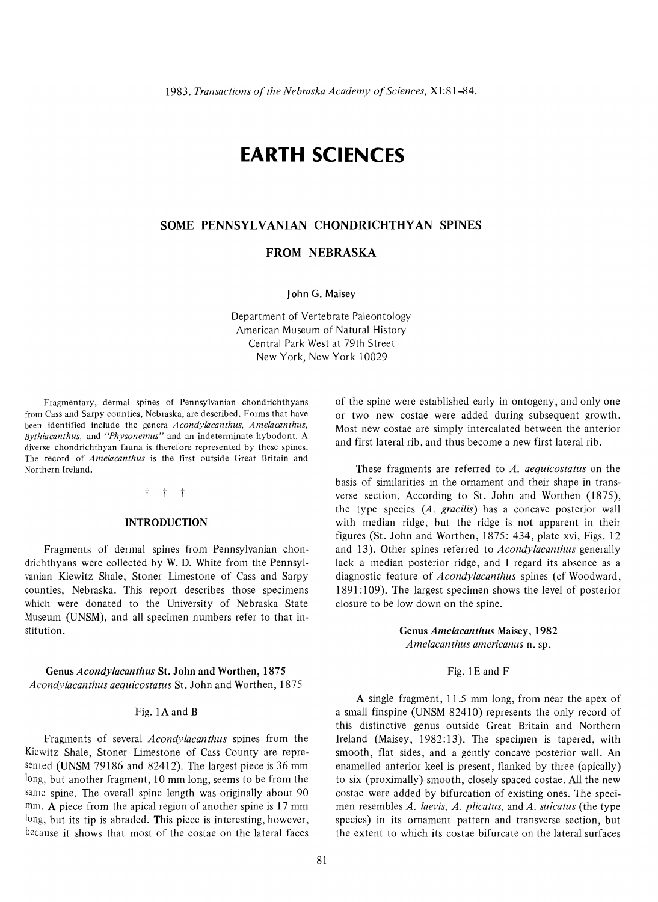# EARTH SCIENCES

## SOME PENNSYLVANIAN CHONDRICHTHYAN SPINES FROM NEBRASKA

John G. Maisey

Department of Vertebrate Paleontology
American Museum of Natural History
Central Park West at 79th Street
New York, New York 10029

Fragmentary, dermal spines of Pennsylvanian chondrichthyans from Cass and Sarpy counties, Nebraska, are described. Forms that have been identified include the genera *Acondylacanthus, Amelacanthus, Bythiacanthus,* and *"Physonemus"* and an indeterminate hybodont. A diverse chondrichthyan fauna is therefore represented by these spines. The record of *Amelacanthus* is the first outside Great Britain and Northern Ireland.

† † †

### INTRODUCTION

Fragments of dermal spines from Pennsylvanian chondrichthyans were collected by W. D. White from the Pennsylvanian Kiewitz Shale, Stoner Limestone of Cass and Sarpy counties, Nebraska. This report describes those specimens which were donated to the University of Nebraska State Museum (UNSM), and all specimen numbers refer to that institution.

### Genus *Acondylacanthus* St. John and Worthen, 1875
*Acondylacanthus aequicostatus* St. John and Worthen, 1875

Fig. 1A and B

Fragments of several *Acondylacanthus* spines from the Kiewitz Shale, Stoner Limestone of Cass County are represented (UNSM 79186 and 82412). The largest piece is 36 mm long, but another fragment, 10 mm long, seems to be from the same spine. The overall spine length was originally about 90 mm. A piece from the apical region of another spine is 17 mm long, but its tip is abraded. This piece is interesting, however, because it shows that most of the costae on the lateral faces of the spine were established early in ontogeny, and only one or two new costae were added during subsequent growth. Most new costae are simply intercalated between the anterior and first lateral rib, and thus become a new first lateral rib.

These fragments are referred to *A. aequicostatus* on the basis of similarities in the ornament and their shape in transverse section. According to St. John and Worthen (1875), the type species (*A. gracilis*) has a concave posterior wall with median ridge, but the ridge is not apparent in their figures (St. John and Worthen, 1875: 434, plate xvi, Figs. 12 and 13). Other spines referred to *Acondylacanthus* generally lack a median posterior ridge, and I regard its absence as a diagnostic feature of *Acondylacanthus* spines (cf Woodward, 1891:109). The largest specimen shows the level of posterior closure to be low down on the spine.

### Genus *Amelacanthus* Maisey, 1982
*Amelacanthus americanus* n. sp.

Fig. 1E and F

A single fragment, 11.5 mm long, from near the apex of a small finspine (UNSM 82410) represents the only record of this distinctive genus outside Great Britain and Northern Ireland (Maisey, 1982:13). The specimen is tapered, with smooth, flat sides, and a gently concave posterior wall. An enamelled anterior keel is present, flanked by three (apically) to six (proximally) smooth, closely spaced costae. All the new costae were added by bifurcation of existing ones. The specimen resembles *A. laevis, A. plicatus,* and *A. suicatus* (the type species) in its ornament pattern and transverse section, but the extent to which its costae bifurcate on the lateral surfaces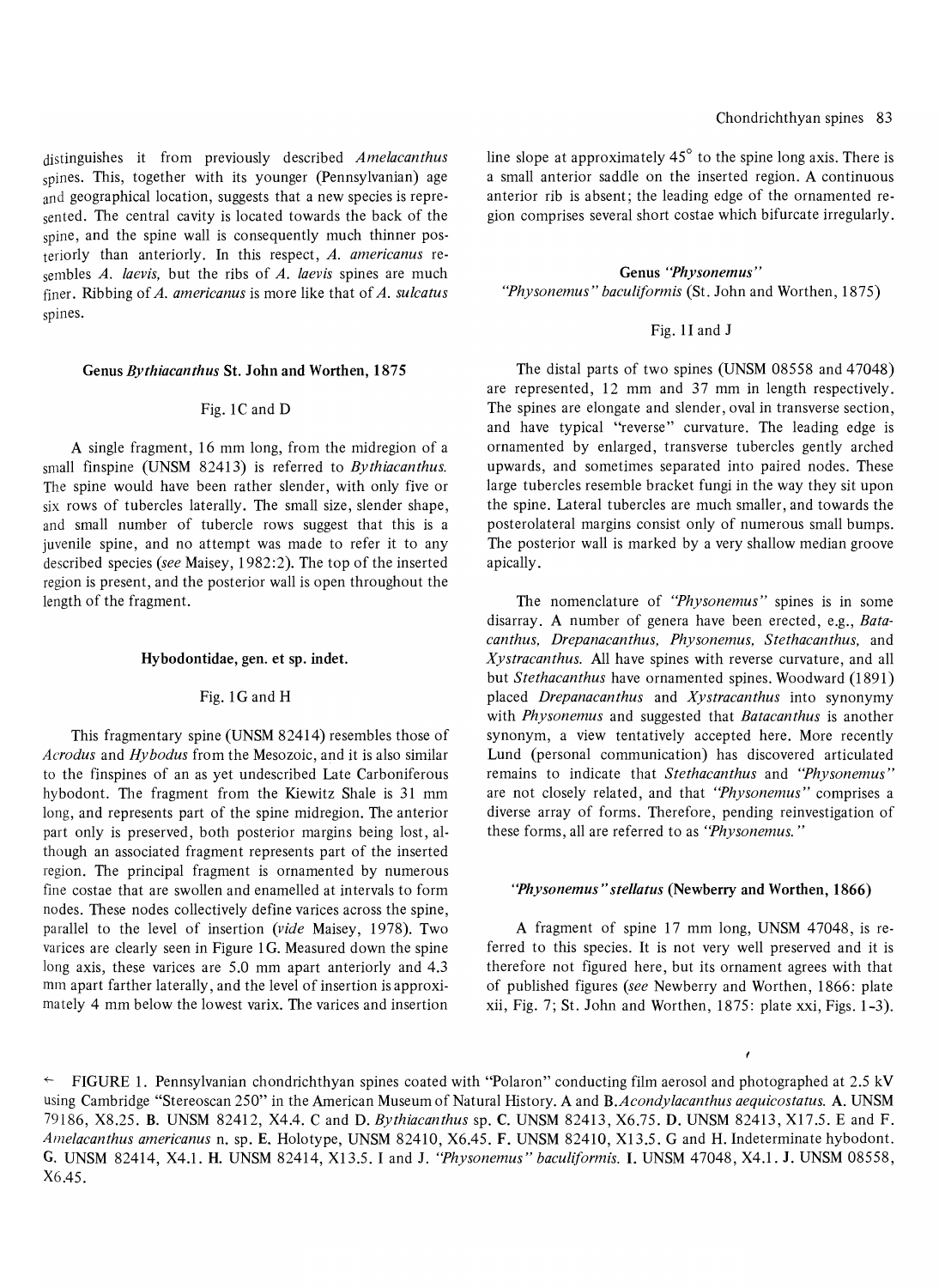distinguishes it from previously described *Amelacanthus* spines. This, together with its younger (Pennsylvanian) age and geographical location, suggests that a new species is represented. The central cavity is located towards the back of the spine, and the spine wall is consequently much thinner posteriorly than anteriorly. In this respect, *A. americanus* resembles *A. laevis,* but the ribs of *A. laevis* spines are much finer. Ribbing of *A. americanus* is more like that of *A. sulcatus* spines.

### Genus *Bythiacanthus* St. John and Worthen, 1875

Fig. 1C and D

A single fragment, 16 mm long, from the midregion of a small finspine (UNSM 82413) is referred to *Bythiacanthus.* The spine would have been rather slender, with only five or six rows of tubercles laterally. The small size, slender shape, and small number of tubercle rows suggest that this is a juvenile spine, and no attempt was made to refer it to any described species (*see* Maisey, 1982:2). The top of the inserted region is present, and the posterior wall is open throughout the length of the fragment.

### Hybodontidae, gen. et sp. indet.

Fig. 1G and H

This fragmentary spine (UNSM 82414) resembles those of *Acrodus* and *Hybodus* from the Mesozoic, and it is also similar to the finspines of an as yet undescribed Late Carboniferous hybodont. The fragment from the Kiewitz Shale is 31 mm long, and represents part of the spine midregion. The anterior part only is preserved, both posterior margins being lost, although an associated fragment represents part of the inserted region. The principal fragment is ornamented by numerous fine costae that are swollen and enamelled at intervals to form nodes. These nodes collectively define varices across the spine, parallel to the level of insertion (*vide* Maisey, 1978). Two varices are clearly seen in Figure 1G. Measured down the spine long axis, these varices are 5.0 mm apart anteriorly and 4.3 mm apart farther laterally, and the level of insertion is approximately 4 mm below the lowest varix. The varices and insertion line slope at approximately 45° to the spine long axis. There is a small anterior saddle on the inserted region. A continuous anterior rib is absent; the leading edge of the ornamented region comprises several short costae which bifurcate irregularly.

### Genus *"Physonemus"*

*"Physonemus" baculiformis* (St. John and Worthen, 1875)

Fig. 1I and J

The distal parts of two spines (UNSM 08558 and 47048) are represented, 12 mm and 37 mm in length respectively. The spines are elongate and slender, oval in transverse section, and have typical "reverse" curvature. The leading edge is ornamented by enlarged, transverse tubercles gently arched upwards, and sometimes separated into paired nodes. These large tubercles resemble bracket fungi in the way they sit upon the spine. Lateral tubercles are much smaller, and towards the posterolateral margins consist only of numerous small bumps. The posterior wall is marked by a very shallow median groove apically.

The nomenclature of *"Physonemus"* spines is in some disarray. A number of genera have been erected, e.g., *Batacanthus, Drepanacanthus, Physonemus, Stethacanthus,* and *Xystracanthus.* All have spines with reverse curvature, and all but *Stethacanthus* have ornamented spines. Woodward (1891) placed *Drepanacanthus* and *Xystracanthus* into synonymy with *Physonemus* and suggested that *Batacanthus* is another synonym, a view tentatively accepted here. More recently Lund (personal communication) has discovered articulated remains to indicate that *Stethacanthus* and *"Physonemus"* are not closely related, and that *"Physonemus"* comprises a diverse array of forms. Therefore, pending reinvestigation of these forms, all are referred to as *"Physonemus."*

### *"Physonemus" stellatus* (Newberry and Worthen, 1866)

A fragment of spine 17 mm long, UNSM 47048, is referred to this species. It is not very well preserved and it is therefore not figured here, but its ornament agrees with that of published figures (*see* Newberry and Worthen, 1866: plate xii, Fig. 7; St. John and Worthen, 1875: plate xxi, Figs. 1–3).

← FIGURE 1. Pennsylvanian chondrichthyan spines coated with "Polaron" conducting film aerosol and photographed at 2.5 kV using Cambridge "Stereoscan 250" in the American Museum of Natural History. A and B. *Acondylacanthus aequicostatus.* **A.** UNSM 79186, X8.25. **B.** UNSM 82412, X4.4. C and D. *Bythiacanthus* sp. **C.** UNSM 82413, X6.75. **D.** UNSM 82413, X17.5. E and F. *Amelacanthus americanus* n. sp. **E.** Holotype, UNSM 82410, X6.45. **F.** UNSM 82410, X13.5. G and H. Indeterminate hybodont. **G.** UNSM 82414, X4.1. **H.** UNSM 82414, X13.5. I and J. *"Physonemus" baculiformis.* **I.** UNSM 47048, X4.1. **J.** UNSM 08558, X6.45.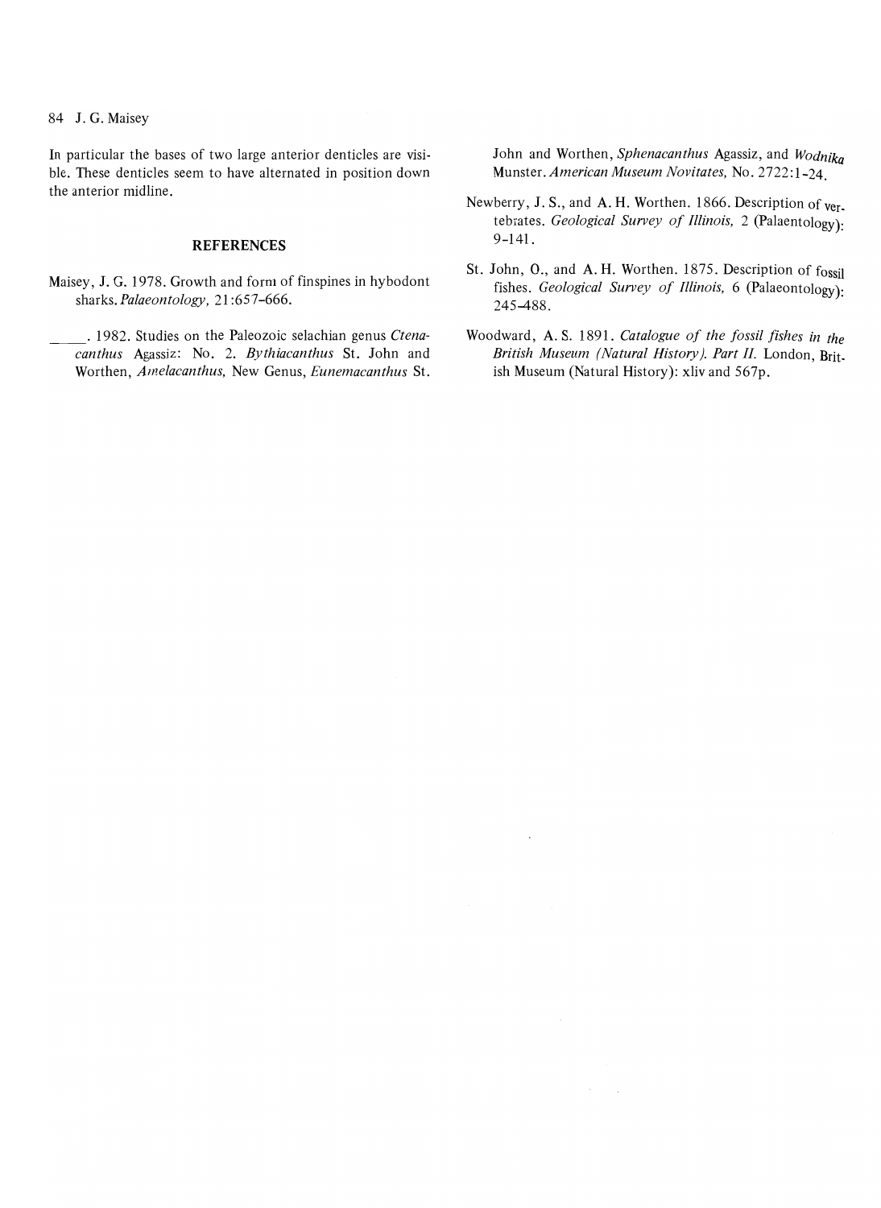In particular the bases of two large anterior denticles are visible. These denticles seem to have alternated in position down the anterior midline.

## REFERENCES

Maisey, J. G. 1978. Growth and form of finspines in hybodont sharks. *Palaeontology,* 21:657–666.

\_\_\_\_\_. 1982. Studies on the Paleozoic selachian genus *Ctenacanthus* Agassiz: No. 2. *Bythiacanthus* St. John and Worthen, *Amelacanthus,* New Genus, *Eunemacanthus* St. John and Worthen, *Sphenacanthus* Agassiz, and *Wodnika* Munster. *American Museum Novitates,* No. 2722:1–24.

Newberry, J. S., and A. H. Worthen. 1866. Description of vertebrates. *Geological Survey of Illinois,* 2 (Palaentology): 9–141.

St. John, O., and A. H. Worthen. 1875. Description of fossil fishes. *Geological Survey of Illinois,* 6 (Palaeontology): 245–488.

Woodward, A. S. 1891. *Catalogue of the fossil fishes in the British Museum (Natural History). Part II.* London, British Museum (Natural History): xliv and 567p.